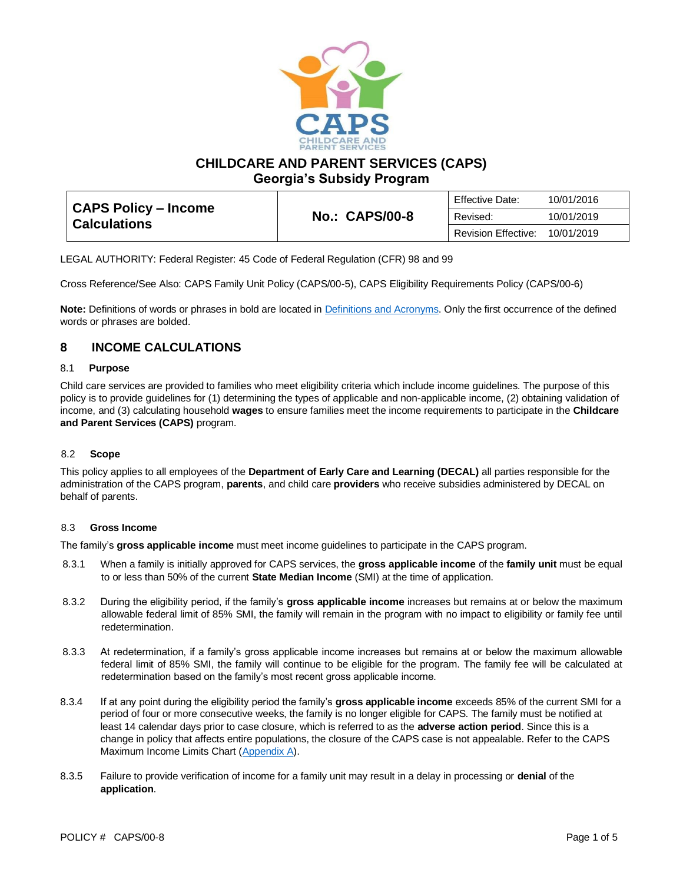# CHILDCARE AND PARENT SERVICES (CAPS)
## Georgia's Subsidy Program

| CAPS Policy – Income Calculations | No.: CAPS/00-8 | Effective Date: | 10/01/2016 |
|---|---|---|---|
| | | Revised: | 10/01/2019 |
| | | Revision Effective: | 10/01/2019 |

LEGAL AUTHORITY: Federal Register: 45 Code of Federal Regulation (CFR) 98 and 99

Cross Reference/See Also: CAPS Family Unit Policy (CAPS/00-5), CAPS Eligibility Requirements Policy (CAPS/00-6)

**Note:** Definitions of words or phrases in bold are located in Definitions and Acronyms. Only the first occurrence of the defined words or phrases are bolded.

## 8 INCOME CALCULATIONS

### 8.1 Purpose

Child care services are provided to families who meet eligibility criteria which include income guidelines. The purpose of this policy is to provide guidelines for (1) determining the types of applicable and non-applicable income, (2) obtaining validation of income, and (3) calculating household **wages** to ensure families meet the income requirements to participate in the **Childcare and Parent Services (CAPS)** program.

### 8.2 Scope

This policy applies to all employees of the **Department of Early Care and Learning (DECAL)** all parties responsible for the administration of the CAPS program, **parents**, and child care **providers** who receive subsidies administered by DECAL on behalf of parents.

### 8.3 Gross Income

The family's **gross applicable income** must meet income guidelines to participate in the CAPS program.

8.3.1 When a family is initially approved for CAPS services, the **gross applicable income** of the **family unit** must be equal to or less than 50% of the current **State Median Income** (SMI) at the time of application.

8.3.2 During the eligibility period, if the family's **gross applicable income** increases but remains at or below the maximum allowable federal limit of 85% SMI, the family will remain in the program with no impact to eligibility or family fee until redetermination.

8.3.3 At redetermination, if a family's gross applicable income increases but remains at or below the maximum allowable federal limit of 85% SMI, the family will continue to be eligible for the program. The family fee will be calculated at redetermination based on the family's most recent gross applicable income.

8.3.4 If at any point during the eligibility period the family's **gross applicable income** exceeds 85% of the current SMI for a period of four or more consecutive weeks, the family is no longer eligible for CAPS. The family must be notified at least 14 calendar days prior to case closure, which is referred to as the **adverse action period**. Since this is a change in policy that affects entire populations, the closure of the CAPS case is not appealable. Refer to the CAPS Maximum Income Limits Chart (Appendix A).

8.3.5 Failure to provide verification of income for a family unit may result in a delay in processing or **denial** of the **application**.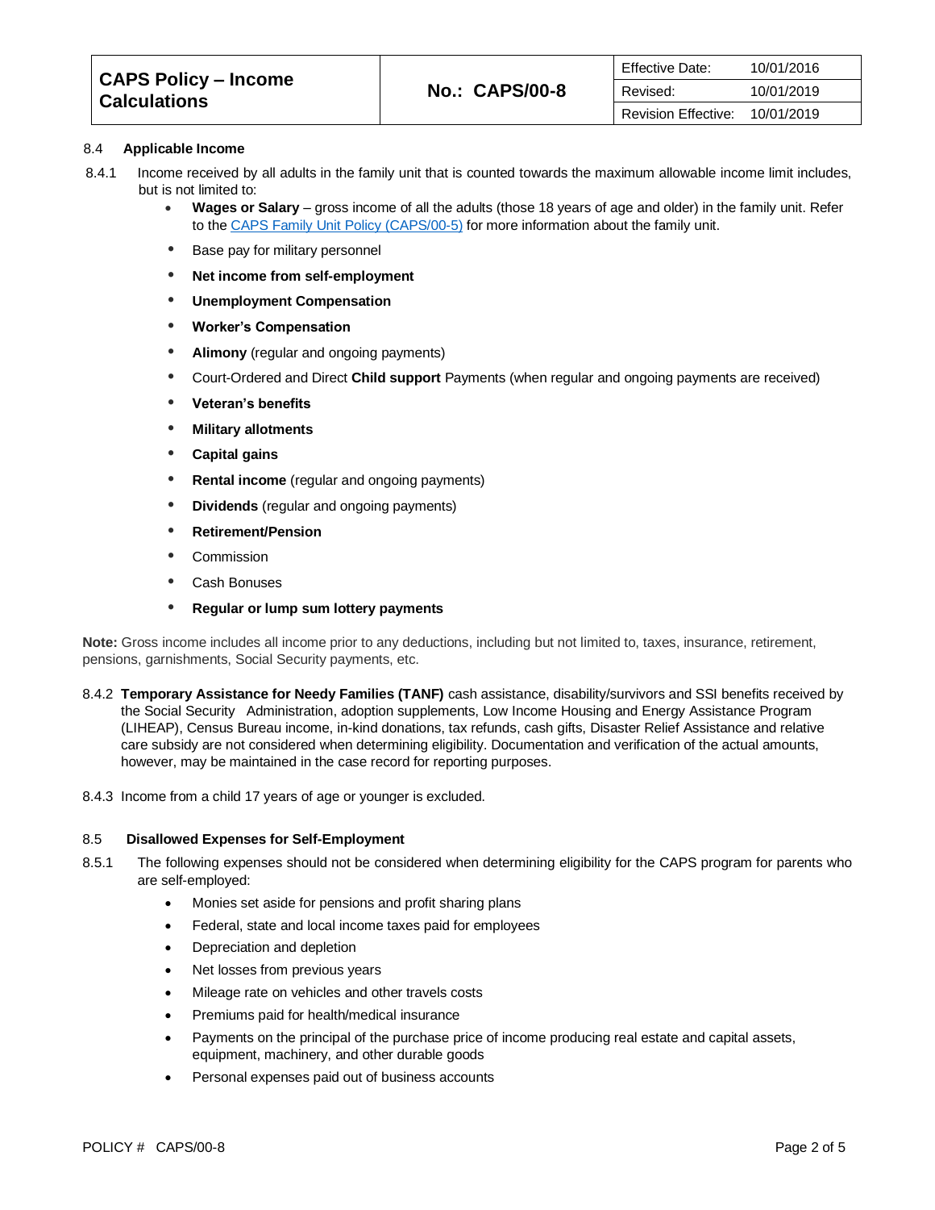### 8.4 Applicable Income

8.4.1 Income received by all adults in the family unit that is counted towards the maximum allowable income limit includes, but is not limited to:

- **Wages or Salary** – gross income of all the adults (those 18 years of age and older) in the family unit. Refer to the CAPS Family Unit Policy (CAPS/00-5) for more information about the family unit.
- Base pay for military personnel
- **Net income from self-employment**
- **Unemployment Compensation**
- **Worker's Compensation**
- **Alimony** (regular and ongoing payments)
- Court-Ordered and Direct **Child support** Payments (when regular and ongoing payments are received)
- **Veteran's benefits**
- **Military allotments**
- **Capital gains**
- **Rental income** (regular and ongoing payments)
- **Dividends** (regular and ongoing payments)
- **Retirement/Pension**
- Commission
- Cash Bonuses
- **Regular or lump sum lottery payments**

**Note:** Gross income includes all income prior to any deductions, including but not limited to, taxes, insurance, retirement, pensions, garnishments, Social Security payments, etc.

8.4.2 **Temporary Assistance for Needy Families (TANF)** cash assistance, disability/survivors and SSI benefits received by the Social Security Administration, adoption supplements, Low Income Housing and Energy Assistance Program (LIHEAP), Census Bureau income, in-kind donations, tax refunds, cash gifts, Disaster Relief Assistance and relative care subsidy are not considered when determining eligibility. Documentation and verification of the actual amounts, however, may be maintained in the case record for reporting purposes.

8.4.3 Income from a child 17 years of age or younger is excluded.

### 8.5 Disallowed Expenses for Self-Employment

8.5.1 The following expenses should not be considered when determining eligibility for the CAPS program for parents who are self-employed:

- Monies set aside for pensions and profit sharing plans
- Federal, state and local income taxes paid for employees
- Depreciation and depletion
- Net losses from previous years
- Mileage rate on vehicles and other travels costs
- Premiums paid for health/medical insurance
- Payments on the principal of the purchase price of income producing real estate and capital assets, equipment, machinery, and other durable goods
- Personal expenses paid out of business accounts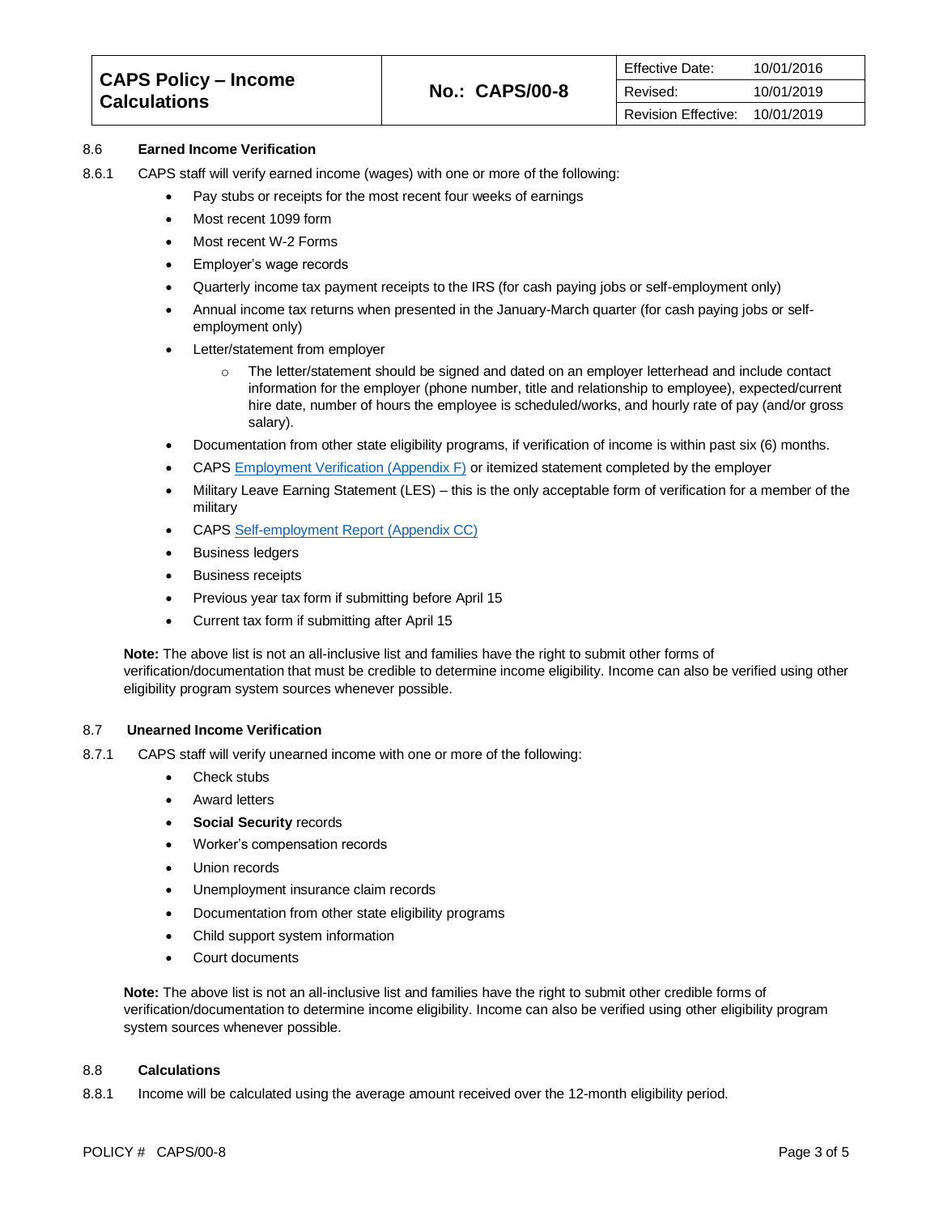## 8.6 Earned Income Verification

8.6.1 CAPS staff will verify earned income (wages) with one or more of the following:

- Pay stubs or receipts for the most recent four weeks of earnings
- Most recent 1099 form
- Most recent W-2 Forms
- Employer's wage records
- Quarterly income tax payment receipts to the IRS (for cash paying jobs or self-employment only)
- Annual income tax returns when presented in the January-March quarter (for cash paying jobs or self-employment only)
- Letter/statement from employer
  - The letter/statement should be signed and dated on an employer letterhead and include contact information for the employer (phone number, title and relationship to employee), expected/current hire date, number of hours the employee is scheduled/works, and hourly rate of pay (and/or gross salary).
- Documentation from other state eligibility programs, if verification of income is within past six (6) months.
- CAPS Employment Verification (Appendix F) or itemized statement completed by the employer
- Military Leave Earning Statement (LES) – this is the only acceptable form of verification for a member of the military
- CAPS Self-employment Report (Appendix CC)
- Business ledgers
- Business receipts
- Previous year tax form if submitting before April 15
- Current tax form if submitting after April 15

**Note:** The above list is not an all-inclusive list and families have the right to submit other forms of verification/documentation that must be credible to determine income eligibility. Income can also be verified using other eligibility program system sources whenever possible.

## 8.7 Unearned Income Verification

8.7.1 CAPS staff will verify unearned income with one or more of the following:

- Check stubs
- Award letters
- **Social Security** records
- Worker's compensation records
- Union records
- Unemployment insurance claim records
- Documentation from other state eligibility programs
- Child support system information
- Court documents

**Note:** The above list is not an all-inclusive list and families have the right to submit other credible forms of verification/documentation to determine income eligibility. Income can also be verified using other eligibility program system sources whenever possible.

## 8.8 Calculations

8.8.1 Income will be calculated using the average amount received over the 12-month eligibility period.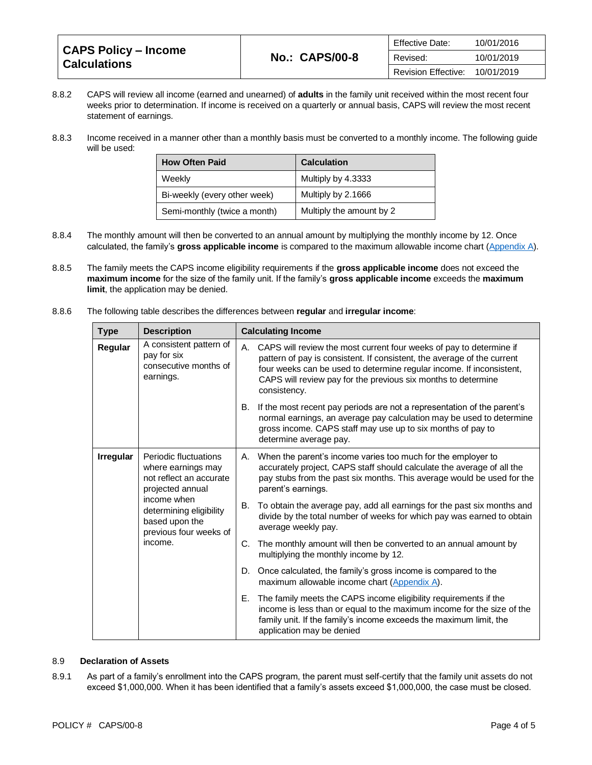| CAPS Policy – Income Calculations | No.: CAPS/00-8 | Effective Date: | 10/01/2016 |
|---|---|---|---|
| | | Revised: | 10/01/2019 |
| | | Revision Effective: | 10/01/2019 |

8.8.2 CAPS will review all income (earned and unearned) of **adults** in the family unit received within the most recent four weeks prior to determination. If income is received on a quarterly or annual basis, CAPS will review the most recent statement of earnings.

8.8.3 Income received in a manner other than a monthly basis must be converted to a monthly income. The following guide will be used:

| How Often Paid | Calculation |
|---|---|
| Weekly | Multiply by 4.3333 |
| Bi-weekly (every other week) | Multiply by 2.1666 |
| Semi-monthly (twice a month) | Multiply the amount by 2 |

8.8.4 The monthly amount will then be converted to an annual amount by multiplying the monthly income by 12. Once calculated, the family's **gross applicable income** is compared to the maximum allowable income chart (Appendix A).

8.8.5 The family meets the CAPS income eligibility requirements if the **gross applicable income** does not exceed the **maximum income** for the size of the family unit. If the family's **gross applicable income** exceeds the **maximum limit**, the application may be denied.

8.8.6 The following table describes the differences between **regular** and **irregular income**:

| Type | Description | Calculating Income |
|---|---|---|
| **Regular** | A consistent pattern of pay for six consecutive months of earnings. | A. CAPS will review the most current four weeks of pay to determine if pattern of pay is consistent. If consistent, the average of the current four weeks can be used to determine regular income. If inconsistent, CAPS will review pay for the previous six months to determine consistency. |
| | | B. If the most recent pay periods are not a representation of the parent's normal earnings, an average pay calculation may be used to determine gross income. CAPS staff may use up to six months of pay to determine average pay. |
| **Irregular** | Periodic fluctuations where earnings may not reflect an accurate projected annual income when determining eligibility based upon the previous four weeks of income. | A. When the parent's income varies too much for the employer to accurately project, CAPS staff should calculate the average of all the pay stubs from the past six months. This average would be used for the parent's earnings. |
| | | B. To obtain the average pay, add all earnings for the past six months and divide by the total number of weeks for which pay was earned to obtain average weekly pay. |
| | | C. The monthly amount will then be converted to an annual amount by multiplying the monthly income by 12. |
| | | D. Once calculated, the family's gross income is compared to the maximum allowable income chart (Appendix A). |
| | | E. The family meets the CAPS income eligibility requirements if the income is less than or equal to the maximum income for the size of the family unit. If the family's income exceeds the maximum limit, the application may be denied |

### 8.9 Declaration of Assets

8.9.1 As part of a family's enrollment into the CAPS program, the parent must self-certify that the family unit assets do not exceed $1,000,000. When it has been identified that a family's assets exceed $1,000,000, the case must be closed.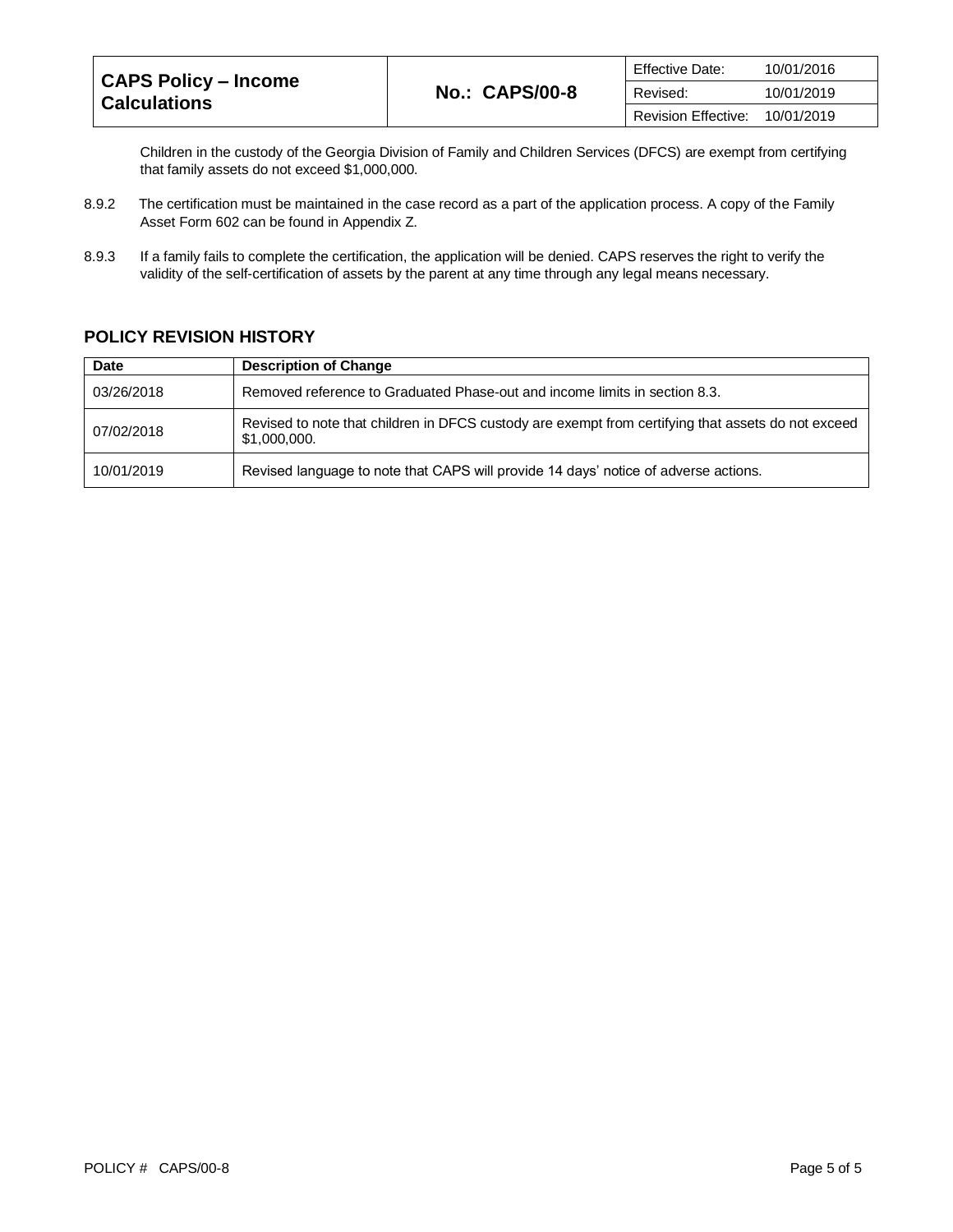Children in the custody of the Georgia Division of Family and Children Services (DFCS) are exempt from certifying that family assets do not exceed $1,000,000.

8.9.2 The certification must be maintained in the case record as a part of the application process. A copy of the Family Asset Form 602 can be found in Appendix Z.

8.9.3 If a family fails to complete the certification, the application will be denied. CAPS reserves the right to verify the validity of the self-certification of assets by the parent at any time through any legal means necessary.

## POLICY REVISION HISTORY

| Date | Description of Change |
|---|---|
| 03/26/2018 | Removed reference to Graduated Phase-out and income limits in section 8.3. |
| 07/02/2018 | Revised to note that children in DFCS custody are exempt from certifying that assets do not exceed $1,000,000. |
| 10/01/2019 | Revised language to note that CAPS will provide 14 days' notice of adverse actions. |